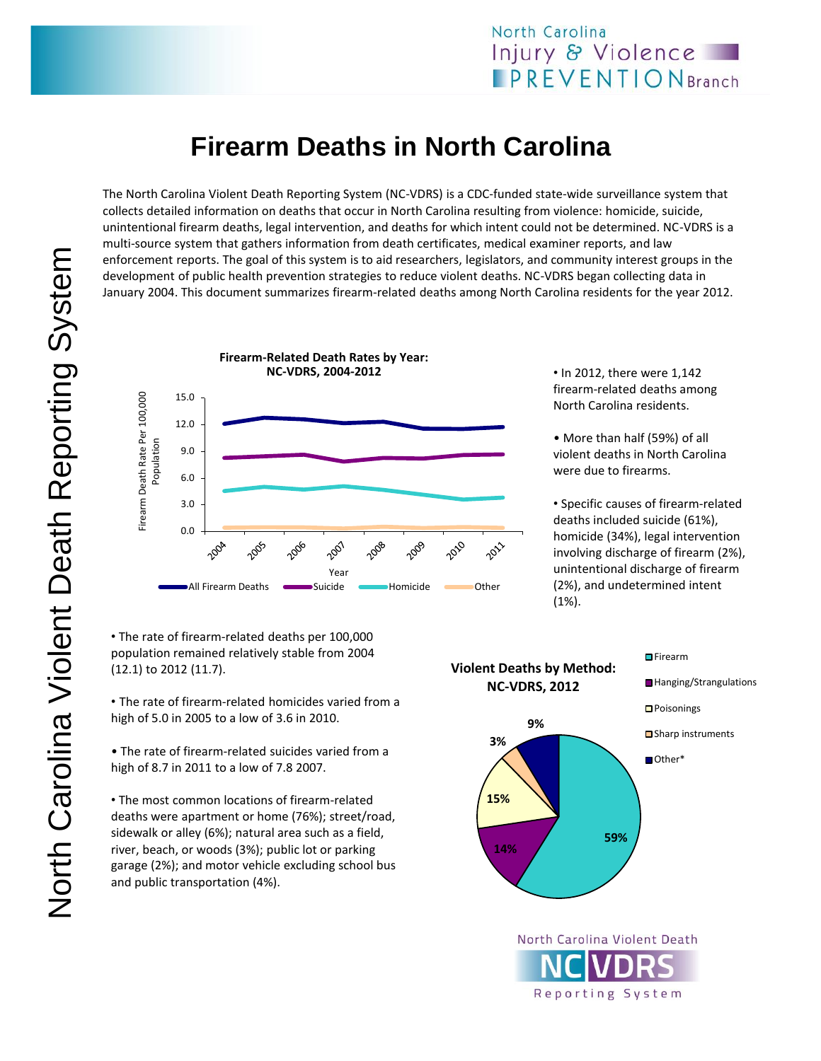# Firearm Deaths in North Carolina

The North Carolina Violent Death Reporting System (NC-VDRS) is a CDC-funded state-wide surveillance system that collects detailed information on deaths that occur in North Carolina resulting from violence: homicide, suicide, unintentional firearm deaths, legal intervention, and deaths for which intent could not be determined. NC-VDRS is a multi-source system that gathers information from death certificates, medical examiner reports, and law enforcement reports. The goal of this system is to aid researchers, legislators, and community interest groups in the development of public health prevention strategies to reduce violent deaths. NC-VDRS began collecting data in January 2004. This document summarizes firearm-related deaths among North Carolina residents for the year 2012.

**Firearm-Related Death Rates by Year: NC-VDRS, 2004-2012**

Firearm Death Rate Per 100,000 Population

15.0
12.0
9.0
6.0
3.0
0.0

2004 2005 2006 2007 2008 2009 2010 2011

Year

All Firearm Deaths | Suicide | Homicide | Other

- In 2012, there were 1,142 firearm-related deaths among North Carolina residents.
- More than half (59%) of all violent deaths in North Carolina were due to firearms.
- Specific causes of firearm-related deaths included suicide (61%), homicide (34%), legal intervention involving discharge of firearm (2%), unintentional discharge of firearm (2%), and undetermined intent (1%).

- The rate of firearm-related deaths per 100,000 population remained relatively stable from 2004 (12.1) to 2012 (11.7).
- The rate of firearm-related homicides varied from a high of 5.0 in 2005 to a low of 3.6 in 2010.
- The rate of firearm-related suicides varied from a high of 8.7 in 2011 to a low of 7.8 2007.
- The most common locations of firearm-related deaths were apartment or home (76%); street/road, sidewalk or alley (6%); natural area such as a field, river, beach, or woods (3%); public lot or parking garage (2%); and motor vehicle excluding school bus and public transportation (4%).

**Violent Deaths by Method: NC-VDRS, 2012**

Firearm
Hanging/Strangulations
Poisonings
Sharp instruments
Other*

59%
14%
15%
3%
9%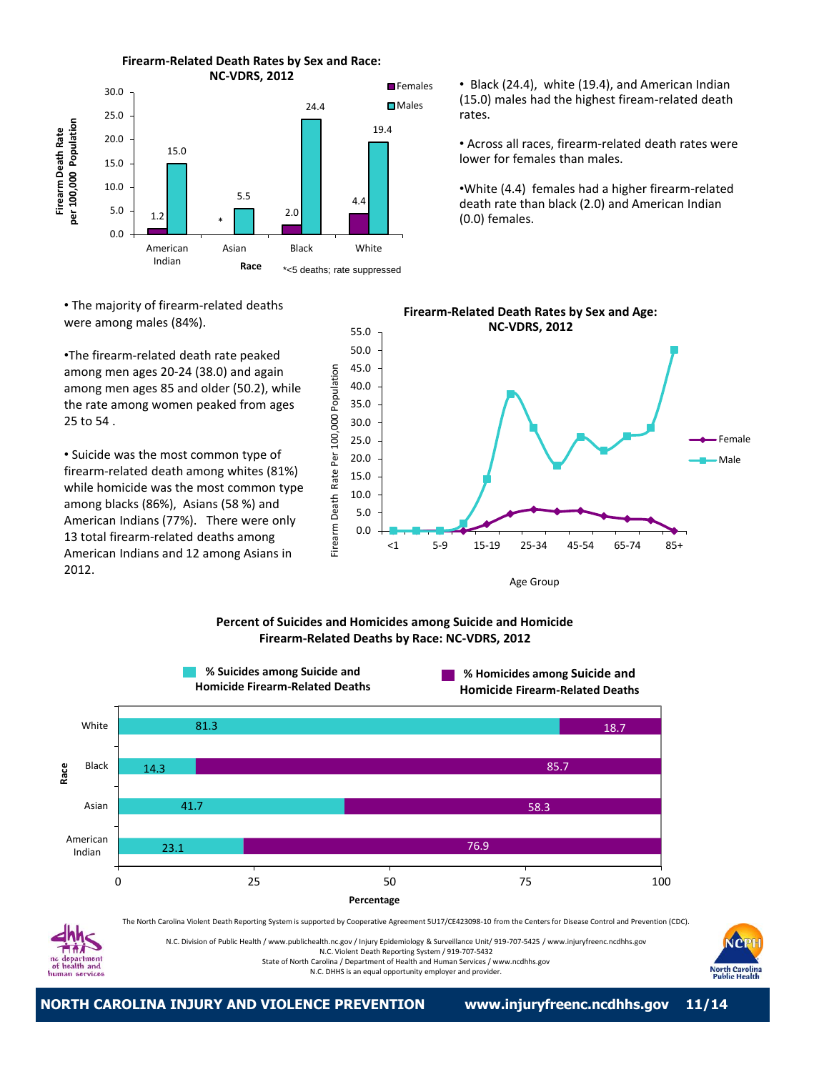**Firearm-Related Death Rates by Sex and Race: NC-VDRS, 2012**

Firearm Death Rate per 100,000 Population

30.0
25.0
20.0
15.0
10.0
5.0
0.0

Females
Males

American Indian: 1.2, 15.0
Asian: *, 5.5
Black: 2.0, 24.4
White: 4.4, 19.4

Race

*<5 deaths; rate suppressed

- Black (24.4), white (19.4), and American Indian (15.0) males had the highest fiream-related death rates.
- Across all races, firearm-related death rates were lower for females than males.
- White (4.4) females had a higher firearm-related death rate than black (2.0) and American Indian (0.0) females.

- The majority of firearm-related deaths were among males (84%).
- The firearm-related death rate peaked among men ages 20-24 (38.0) and again among men ages 85 and older (50.2), while the rate among women peaked from ages 25 to 54 .
- Suicide was the most common type of firearm-related death among whites (81%) while homicide was the most common type among blacks (86%), Asians (58 %) and American Indians (77%). There were only 13 total firearm-related deaths among American Indians and 12 among Asians in 2012.

**Firearm-Related Death Rates by Sex and Age: NC-VDRS, 2012**

Firearm Death Rate Per 100,000 Population

55.0
50.0
45.0
40.0
35.0
30.0
25.0
20.0
15.0
10.0
5.0
0.0

<1
5-9
15-19
25-34
45-54
65-74
85+

Age Group

Female
Male

**Percent of Suicides and Homicides among Suicide and Homicide Firearm-Related Deaths by Race: NC-VDRS, 2012**

% Suicides among Suicide and Homicide Firearm-Related Deaths
% Homicides among Suicide and Homicide Firearm-Related Deaths

Race

White: 81.3, 18.7
Black: 14.3, 85.7
Asian: 41.7, 58.3
American Indian: 23.1, 76.9

0
25
50
75
100

Percentage

The North Carolina Violent Death Reporting System is supported by Cooperative Agreement 5U17/CE423098-10 from the Centers for Disease Control and Prevention (CDC).

N.C. Division of Public Health / www.publichealth.nc.gov / Injury Epidemiology & Surveillance Unit/ 919-707-5425 / www.injuryfreenc.ncdhhs.gov
N.C. Violent Death Reporting System / 919-707-5432
State of North Carolina / Department of Health and Human Services / www.ncdhhs.gov
N.C. DHHS is an equal opportunity employer and provider.

**NORTH CAROLINA INJURY AND VIOLENCE PREVENTION** www.injuryfreenc.ncdhhs.gov 11/14